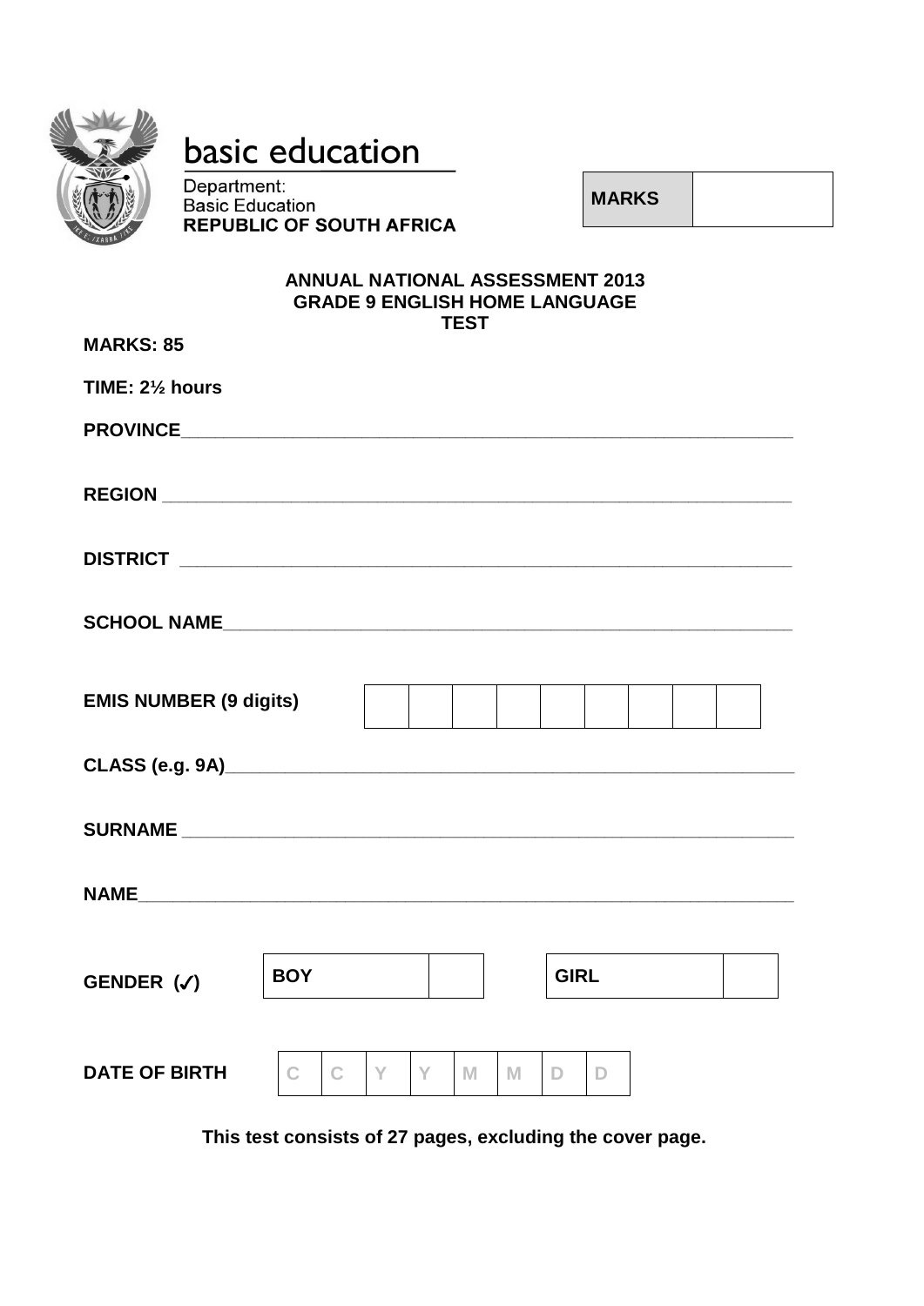basic education

Department:
Basic Education
**REPUBLIC OF SOUTH AFRICA**

| **MARKS** | |
|---|---|

**ANNUAL NATIONAL ASSESSMENT 2013**
**GRADE 9 ENGLISH HOME LANGUAGE**
**TEST**

**MARKS: 85**

**TIME: 2½ hours**

**PROVINCE**______________________________________________________________

**REGION** _______________________________________________________________

**DISTRICT** ______________________________________________________________

**SCHOOL NAME**__________________________________________________________

**EMIS NUMBER (9 digits)**

| | | | | | | | | |
|---|---|---|---|---|---|---|---|---|
| | | | | | | | | |

**CLASS (e.g. 9A)**_________________________________________________________

**SURNAME** _____________________________________________________________

**NAME**_________________________________________________________________

**GENDER (✓)**

| **BOY** | | | **GIRL** | |
|---|---|---|---|---|

**DATE OF BIRTH**

| C | C | Y | Y | M | M | D | D |
|---|---|---|---|---|---|---|---|

**This test consists of 27 pages, excluding the cover page.**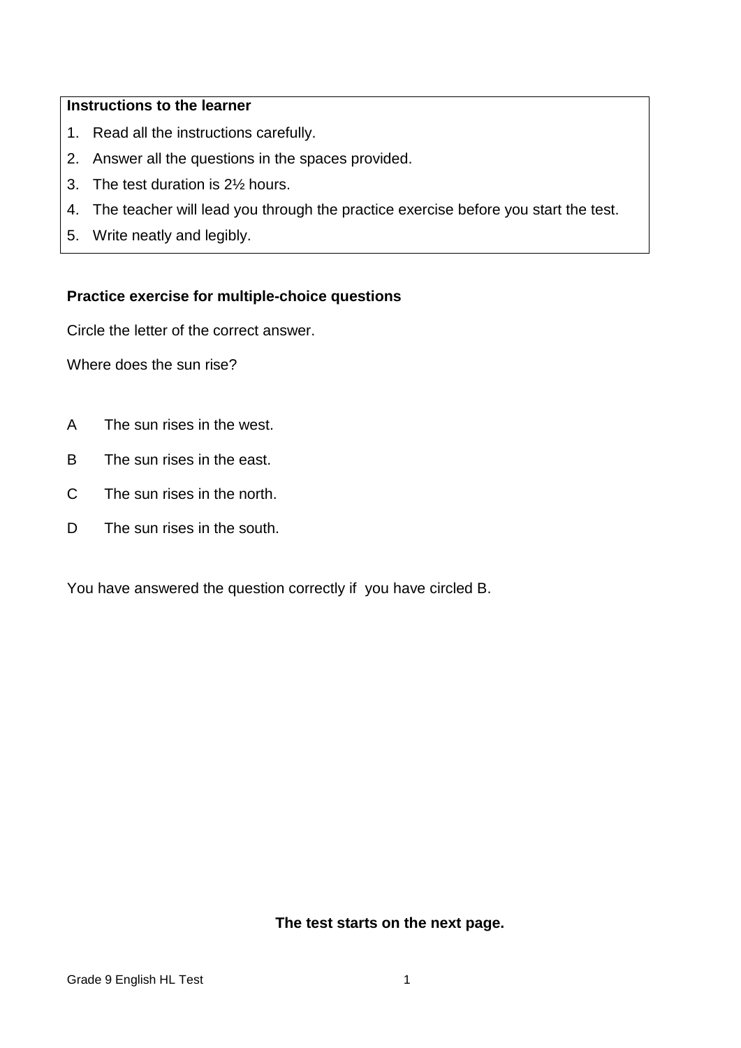**Instructions to the learner**

1. Read all the instructions carefully.
2. Answer all the questions in the spaces provided.
3. The test duration is 2½ hours.
4. The teacher will lead you through the practice exercise before you start the test.
5. Write neatly and legibly.

**Practice exercise for multiple-choice questions**

Circle the letter of the correct answer.

Where does the sun rise?

A The sun rises in the west.

B The sun rises in the east.

C The sun rises in the north.

D The sun rises in the south.

You have answered the question correctly if you have circled B.

**The test starts on the next page.**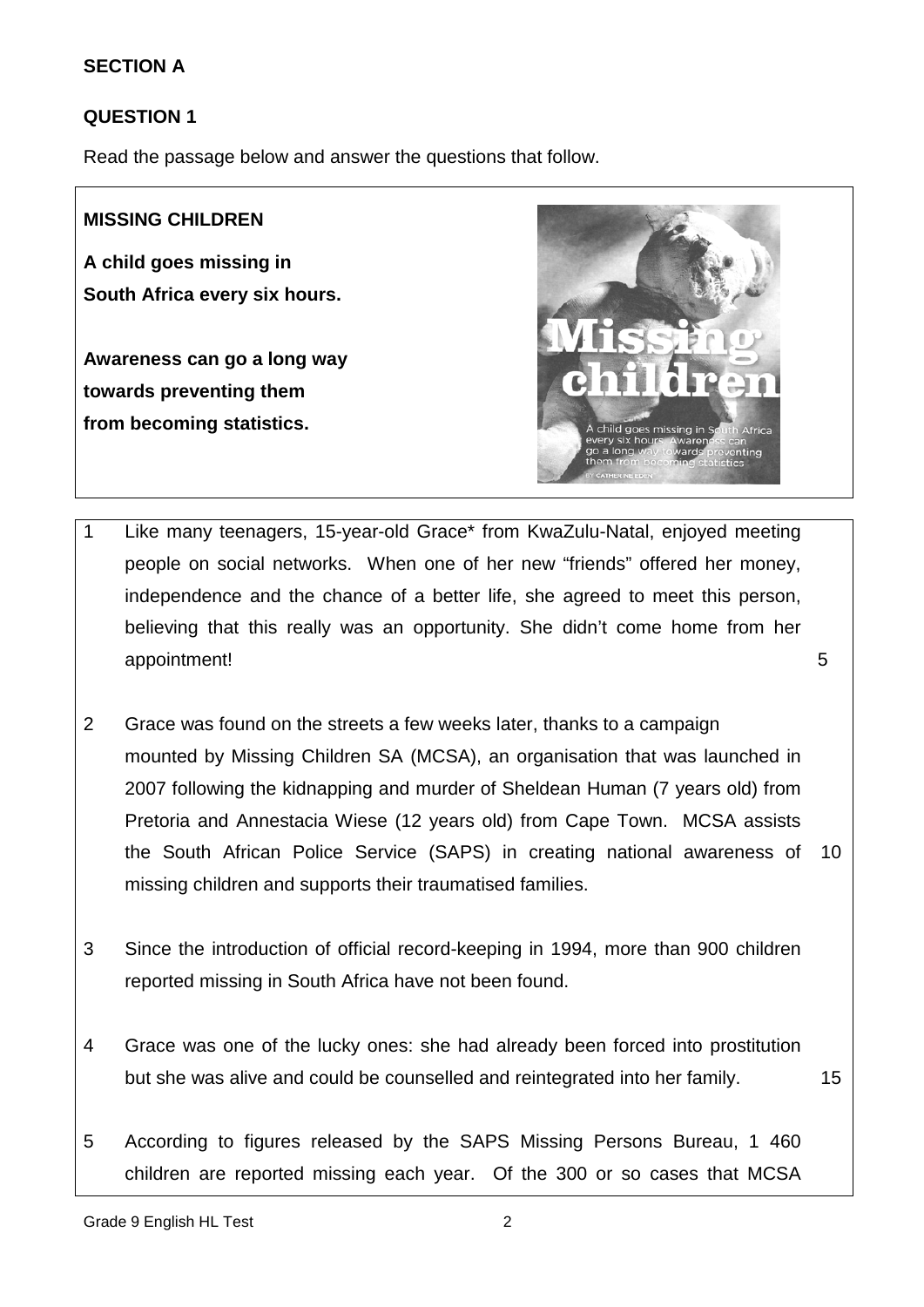## SECTION A

### QUESTION 1

Read the passage below and answer the questions that follow.

**MISSING CHILDREN**

**A child goes missing in South Africa every six hours.**

**Awareness can go a long way towards preventing them from becoming statistics.**

1 Like many teenagers, 15-year-old Grace* from KwaZulu-Natal, enjoyed meeting people on social networks. When one of her new "friends" offered her money, independence and the chance of a better life, she agreed to meet this person, believing that this really was an opportunity. She didn't come home from her appointment! (5)

2 Grace was found on the streets a few weeks later, thanks to a campaign mounted by Missing Children SA (MCSA), an organisation that was launched in 2007 following the kidnapping and murder of Sheldean Human (7 years old) from Pretoria and Annestacia Wiese (12 years old) from Cape Town. MCSA assists the South African Police Service (SAPS) in creating national awareness of missing children and supports their traumatised families. (10)

3 Since the introduction of official record-keeping in 1994, more than 900 children reported missing in South Africa have not been found.

4 Grace was one of the lucky ones: she had already been forced into prostitution but she was alive and could be counselled and reintegrated into her family. (15)

5 According to figures released by the SAPS Missing Persons Bureau, 1 460 children are reported missing each year. Of the 300 or so cases that MCSA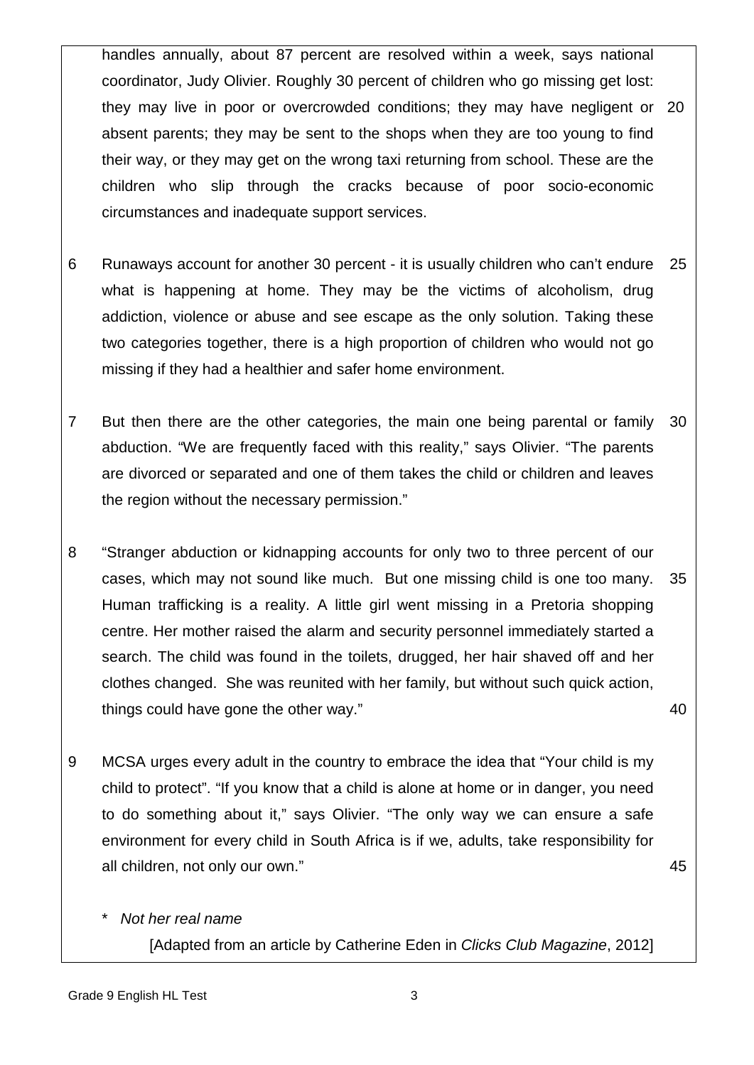handles annually, about 87 percent are resolved within a week, says national coordinator, Judy Olivier. Roughly 30 percent of children who go missing get lost: they may live in poor or overcrowded conditions; they may have negligent or absent parents; they may be sent to the shops when they are too young to find their way, or they may get on the wrong taxi returning from school. These are the children who slip through the cracks because of poor socio-economic circumstances and inadequate support services. 20

6 Runaways account for another 30 percent - it is usually children who can't endure what is happening at home. They may be the victims of alcoholism, drug addiction, violence or abuse and see escape as the only solution. Taking these two categories together, there is a high proportion of children who would not go missing if they had a healthier and safer home environment. 25

7 But then there are the other categories, the main one being parental or family abduction. "We are frequently faced with this reality," says Olivier. "The parents are divorced or separated and one of them takes the child or children and leaves the region without the necessary permission." 30

8 "Stranger abduction or kidnapping accounts for only two to three percent of our cases, which may not sound like much. But one missing child is one too many. Human trafficking is a reality. A little girl went missing in a Pretoria shopping centre. Her mother raised the alarm and security personnel immediately started a search. The child was found in the toilets, drugged, her hair shaved off and her clothes changed. She was reunited with her family, but without such quick action, things could have gone the other way." 35 40

9 MCSA urges every adult in the country to embrace the idea that "Your child is my child to protect". "If you know that a child is alone at home or in danger, you need to do something about it," says Olivier. "The only way we can ensure a safe environment for every child in South Africa is if we, adults, take responsibility for all children, not only our own." 45

\* *Not her real name*

[Adapted from an article by Catherine Eden in *Clicks Club Magazine*, 2012]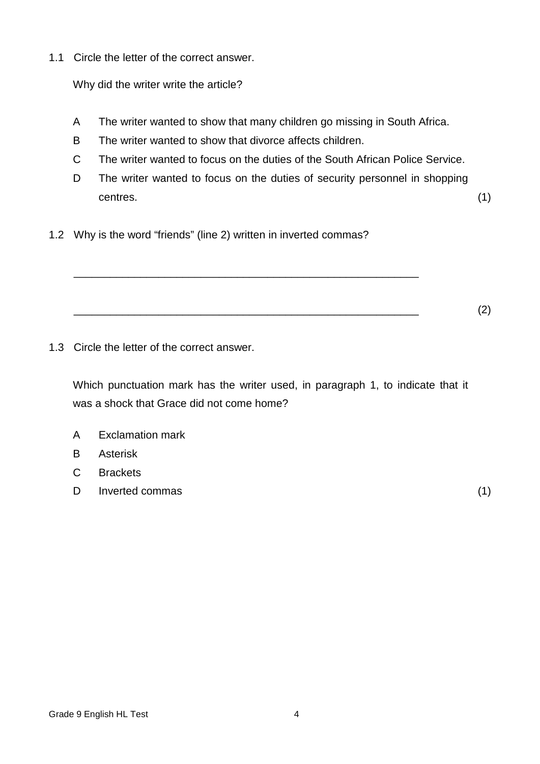1.1 Circle the letter of the correct answer.

Why did the writer write the article?

A The writer wanted to show that many children go missing in South Africa.

B The writer wanted to show that divorce affects children.

C The writer wanted to focus on the duties of the South African Police Service.

D The writer wanted to focus on the duties of security personnel in shopping centres. (1)

1.2 Why is the word "friends" (line 2) written in inverted commas?

\_\_\_\_\_\_\_\_\_\_\_\_\_\_\_\_\_\_\_\_\_\_\_\_\_\_\_\_\_\_\_\_\_\_\_\_\_\_\_\_\_\_\_\_\_\_\_\_\_\_\_\_\_\_\_\_

\_\_\_\_\_\_\_\_\_\_\_\_\_\_\_\_\_\_\_\_\_\_\_\_\_\_\_\_\_\_\_\_\_\_\_\_\_\_\_\_\_\_\_\_\_\_\_\_\_\_\_\_\_\_\_\_ (2)

1.3 Circle the letter of the correct answer.

Which punctuation mark has the writer used, in paragraph 1, to indicate that it was a shock that Grace did not come home?

A Exclamation mark

B Asterisk

C Brackets

D Inverted commas (1)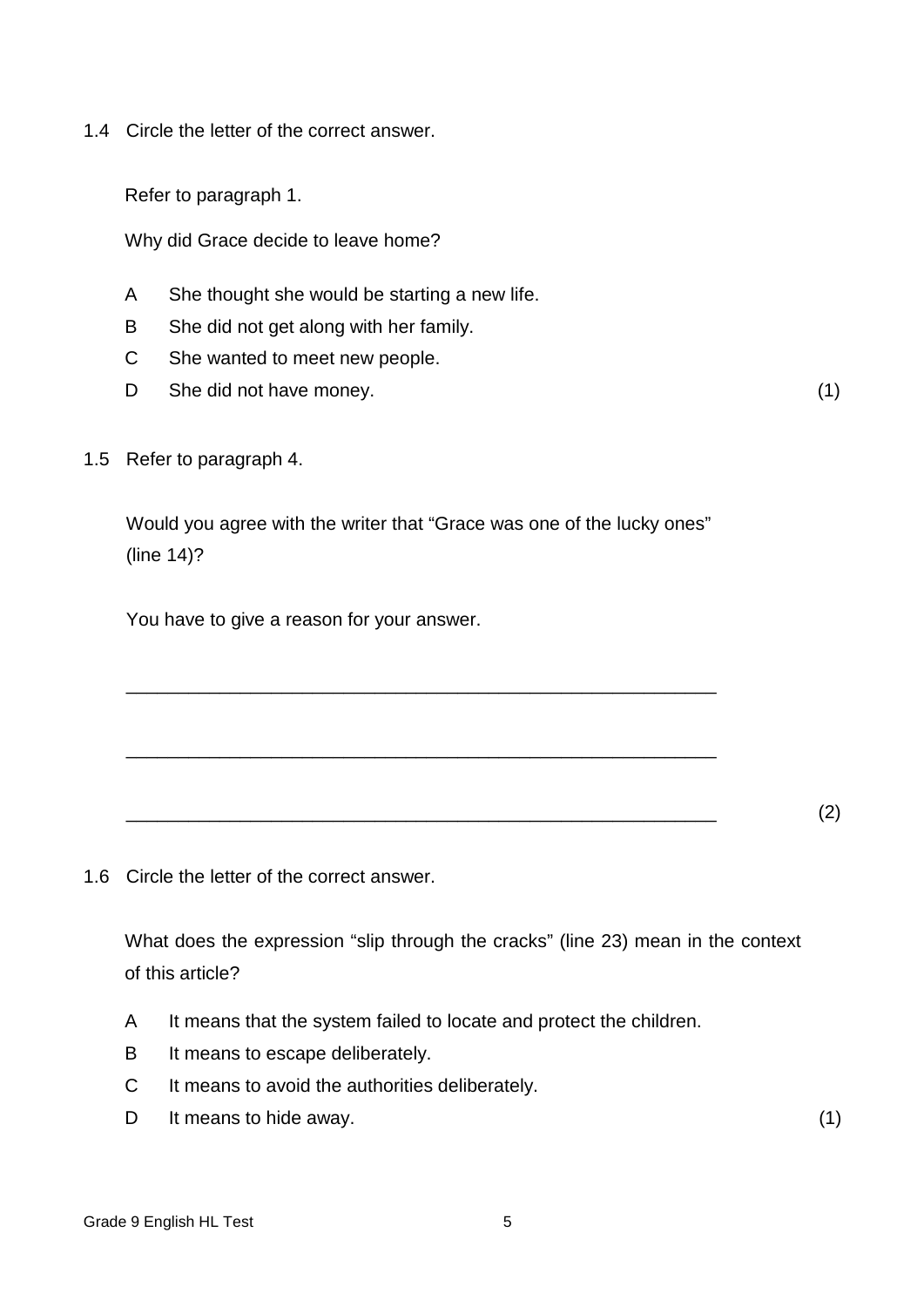1.4 Circle the letter of the correct answer.

Refer to paragraph 1.

Why did Grace decide to leave home?

- A She thought she would be starting a new life.
- B She did not get along with her family.
- C She wanted to meet new people.
- D She did not have money. (1)

1.5 Refer to paragraph 4.

Would you agree with the writer that "Grace was one of the lucky ones" (line 14)?

You have to give a reason for your answer.

___________________________________________________________

___________________________________________________________

___________________________________________________________ (2)

1.6 Circle the letter of the correct answer.

What does the expression "slip through the cracks" (line 23) mean in the context of this article?

- A It means that the system failed to locate and protect the children.
- B It means to escape deliberately.
- C It means to avoid the authorities deliberately.
- D It means to hide away. (1)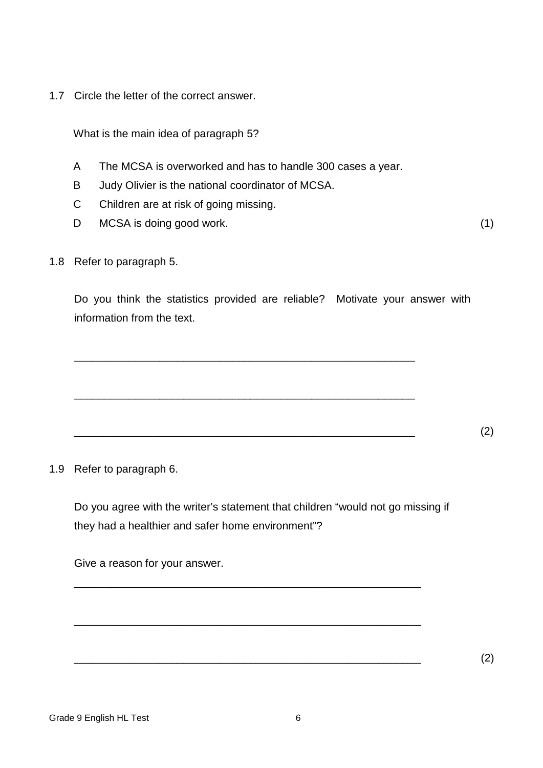1.7 Circle the letter of the correct answer.

What is the main idea of paragraph 5?

A The MCSA is overworked and has to handle 300 cases a year.

B Judy Olivier is the national coordinator of MCSA.

C Children are at risk of going missing.

D MCSA is doing good work. (1)

1.8 Refer to paragraph 5.

Do you think the statistics provided are reliable? Motivate your answer with information from the text.

\_\_\_\_\_\_\_\_\_\_\_\_\_\_\_\_\_\_\_\_\_\_\_\_\_\_\_\_\_\_\_\_\_\_\_\_\_\_\_\_\_\_\_\_\_\_\_\_\_\_\_\_\_\_\_\_

\_\_\_\_\_\_\_\_\_\_\_\_\_\_\_\_\_\_\_\_\_\_\_\_\_\_\_\_\_\_\_\_\_\_\_\_\_\_\_\_\_\_\_\_\_\_\_\_\_\_\_\_\_\_\_\_

\_\_\_\_\_\_\_\_\_\_\_\_\_\_\_\_\_\_\_\_\_\_\_\_\_\_\_\_\_\_\_\_\_\_\_\_\_\_\_\_\_\_\_\_\_\_\_\_\_\_\_\_\_\_\_\_ (2)

1.9 Refer to paragraph 6.

Do you agree with the writer's statement that children "would not go missing if they had a healthier and safer home environment"?

Give a reason for your answer.

\_\_\_\_\_\_\_\_\_\_\_\_\_\_\_\_\_\_\_\_\_\_\_\_\_\_\_\_\_\_\_\_\_\_\_\_\_\_\_\_\_\_\_\_\_\_\_\_\_\_\_\_\_\_\_\_

\_\_\_\_\_\_\_\_\_\_\_\_\_\_\_\_\_\_\_\_\_\_\_\_\_\_\_\_\_\_\_\_\_\_\_\_\_\_\_\_\_\_\_\_\_\_\_\_\_\_\_\_\_\_\_\_

\_\_\_\_\_\_\_\_\_\_\_\_\_\_\_\_\_\_\_\_\_\_\_\_\_\_\_\_\_\_\_\_\_\_\_\_\_\_\_\_\_\_\_\_\_\_\_\_\_\_\_\_\_\_\_\_ (2)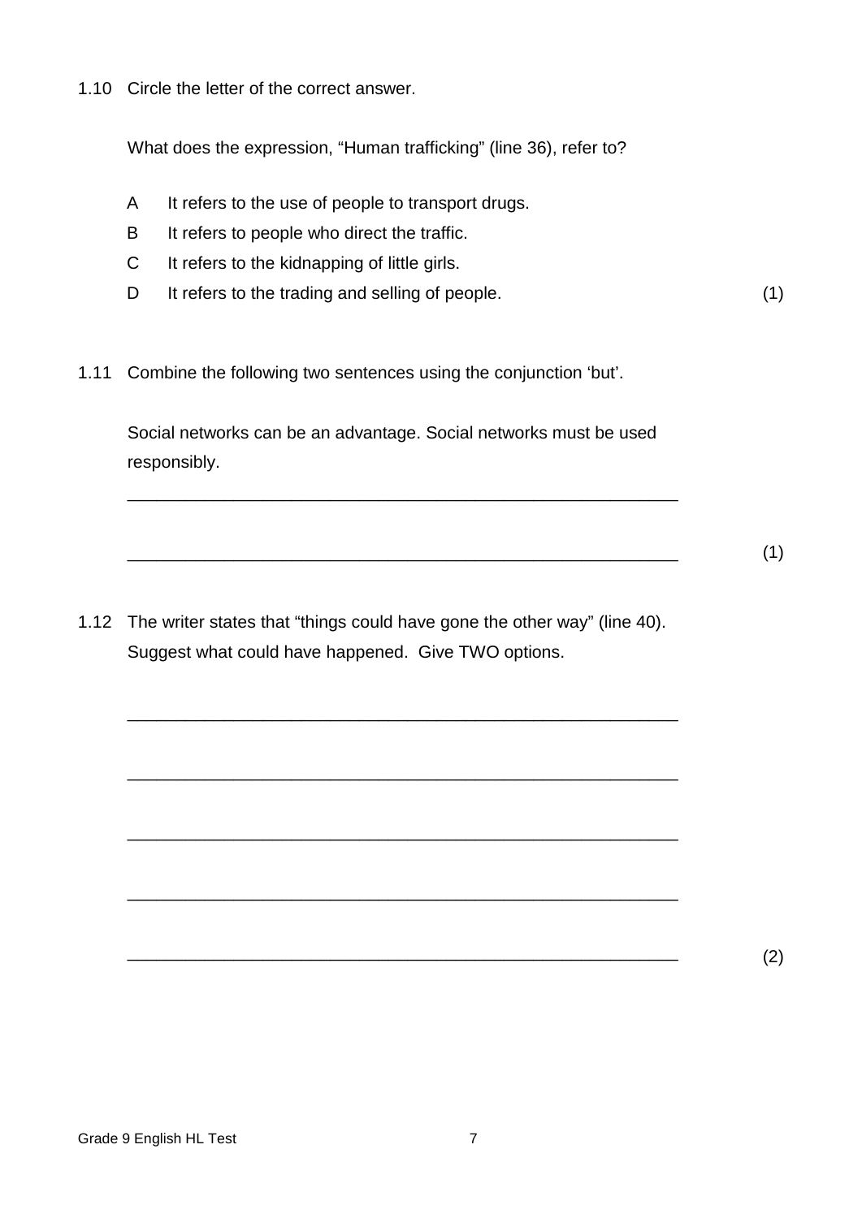1.10 Circle the letter of the correct answer.

What does the expression, “Human trafficking” (line 36), refer to?

A It refers to the use of people to transport drugs.

B It refers to people who direct the traffic.

C It refers to the kidnapping of little girls.

D It refers to the trading and selling of people. (1)

1.11 Combine the following two sentences using the conjunction ‘but’.

Social networks can be an advantage. Social networks must be used responsibly.

\_\_\_\_\_\_\_\_\_\_\_\_\_\_\_\_\_\_\_\_\_\_\_\_\_\_\_\_\_\_\_\_\_\_\_\_\_\_\_\_\_\_\_\_\_\_\_\_\_\_\_\_\_\_\_\_

\_\_\_\_\_\_\_\_\_\_\_\_\_\_\_\_\_\_\_\_\_\_\_\_\_\_\_\_\_\_\_\_\_\_\_\_\_\_\_\_\_\_\_\_\_\_\_\_\_\_\_\_\_\_\_\_ (1)

1.12 The writer states that “things could have gone the other way” (line 40). Suggest what could have happened. Give TWO options.

\_\_\_\_\_\_\_\_\_\_\_\_\_\_\_\_\_\_\_\_\_\_\_\_\_\_\_\_\_\_\_\_\_\_\_\_\_\_\_\_\_\_\_\_\_\_\_\_\_\_\_\_\_\_\_\_

\_\_\_\_\_\_\_\_\_\_\_\_\_\_\_\_\_\_\_\_\_\_\_\_\_\_\_\_\_\_\_\_\_\_\_\_\_\_\_\_\_\_\_\_\_\_\_\_\_\_\_\_\_\_\_\_

\_\_\_\_\_\_\_\_\_\_\_\_\_\_\_\_\_\_\_\_\_\_\_\_\_\_\_\_\_\_\_\_\_\_\_\_\_\_\_\_\_\_\_\_\_\_\_\_\_\_\_\_\_\_\_\_

\_\_\_\_\_\_\_\_\_\_\_\_\_\_\_\_\_\_\_\_\_\_\_\_\_\_\_\_\_\_\_\_\_\_\_\_\_\_\_\_\_\_\_\_\_\_\_\_\_\_\_\_\_\_\_\_

\_\_\_\_\_\_\_\_\_\_\_\_\_\_\_\_\_\_\_\_\_\_\_\_\_\_\_\_\_\_\_\_\_\_\_\_\_\_\_\_\_\_\_\_\_\_\_\_\_\_\_\_\_\_\_\_ (2)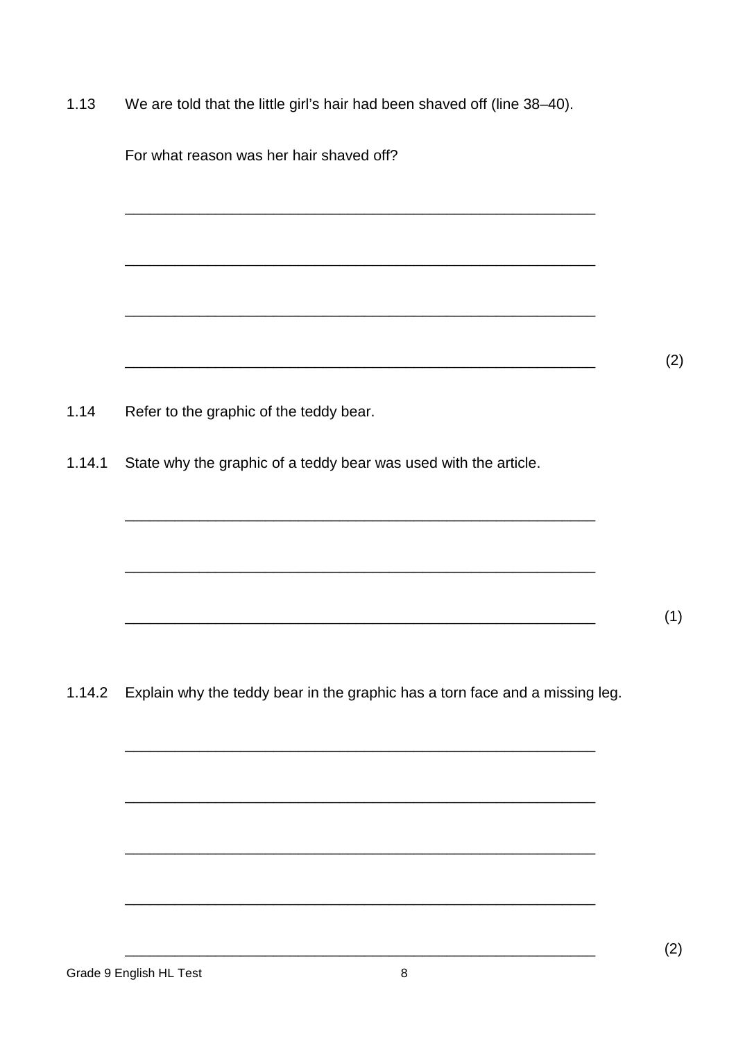1.13 We are told that the little girl's hair had been shaved off (line 38–40).

For what reason was her hair shaved off?

___________________________________________________________

___________________________________________________________

___________________________________________________________

___________________________________________________________ (2)

1.14 Refer to the graphic of the teddy bear.

1.14.1 State why the graphic of a teddy bear was used with the article.

___________________________________________________________

___________________________________________________________

___________________________________________________________ (1)

1.14.2 Explain why the teddy bear in the graphic has a torn face and a missing leg.

___________________________________________________________

___________________________________________________________

___________________________________________________________

___________________________________________________________

___________________________________________________________ (2)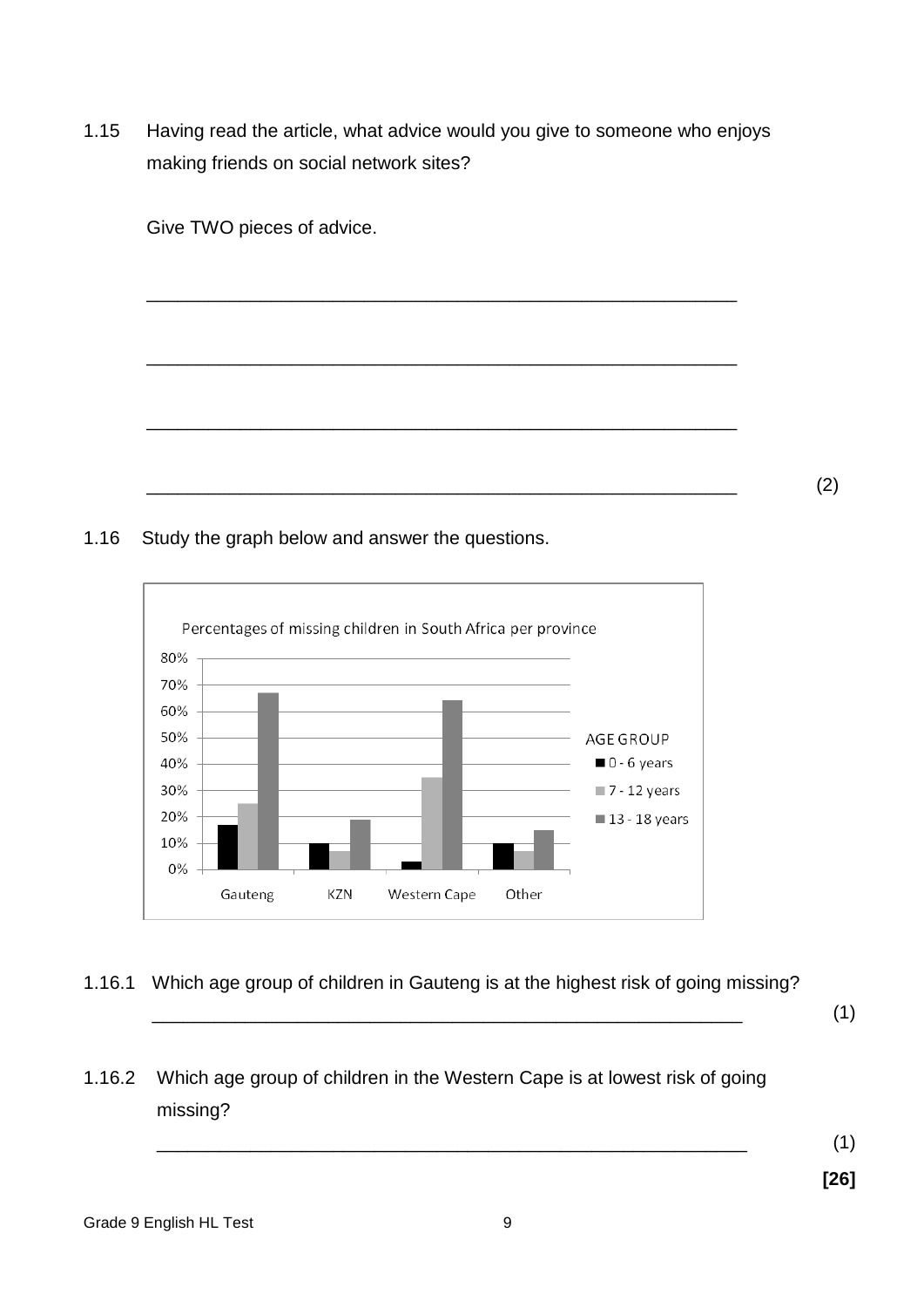1.15 Having read the article, what advice would you give to someone who enjoys making friends on social network sites?

Give TWO pieces of advice.

_______________________________________________________

_______________________________________________________

_______________________________________________________

_______________________________________________________ (2)

1.16 Study the graph below and answer the questions.

Percentages of missing children in South Africa per province

1.16.1 Which age group of children in Gauteng is at the highest risk of going missing?

_______________________________________________________ (1)

1.16.2 Which age group of children in the Western Cape is at lowest risk of going missing?

_______________________________________________________ (1)

**[26]**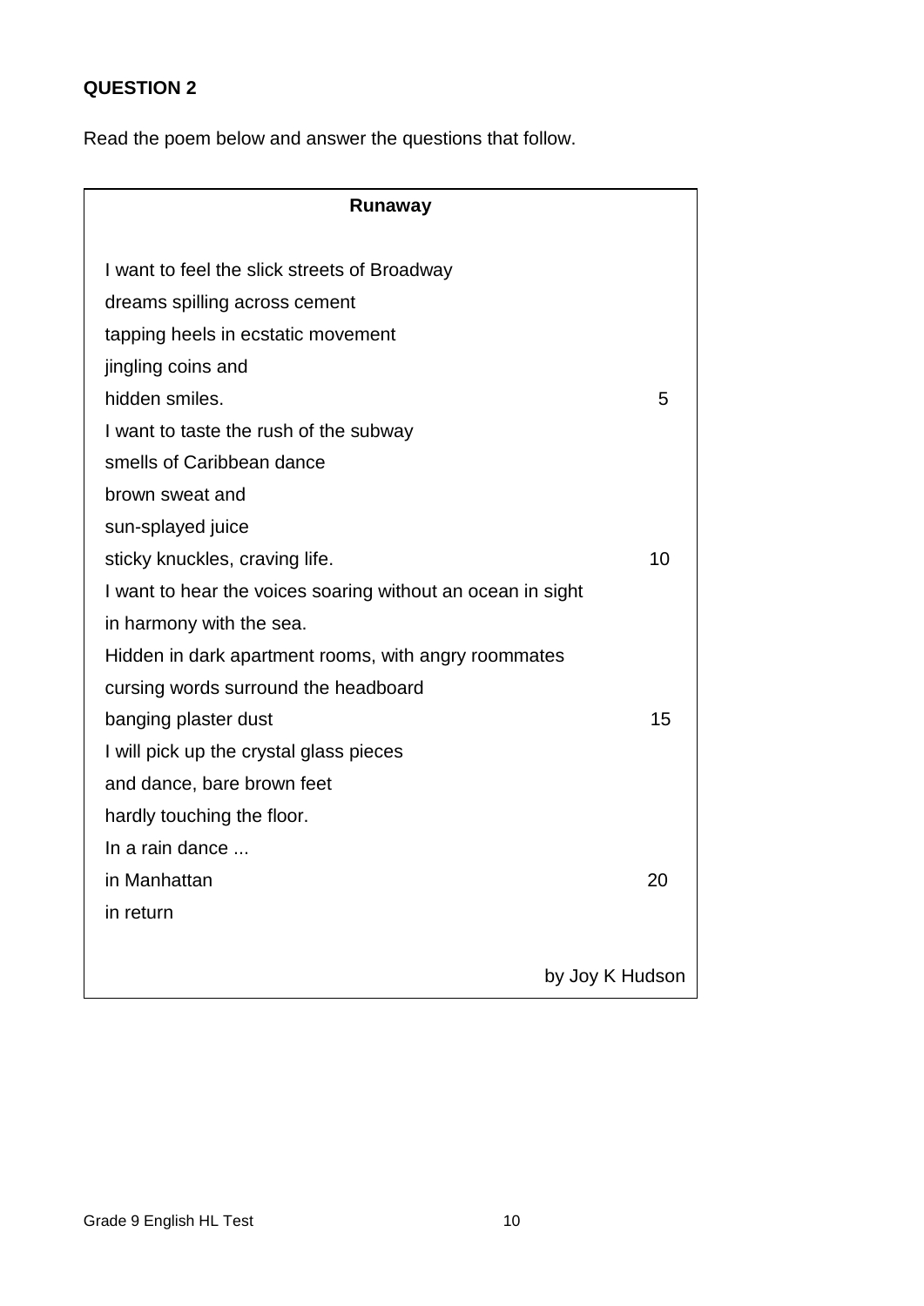**QUESTION 2**

Read the poem below and answer the questions that follow.

**Runaway**

I want to feel the slick streets of Broadway
dreams spilling across cement
tapping heels in ecstatic movement
jingling coins and
hidden smiles. 5
I want to taste the rush of the subway
smells of Caribbean dance
brown sweat and
sun-splayed juice
sticky knuckles, craving life. 10
I want to hear the voices soaring without an ocean in sight
in harmony with the sea.
Hidden in dark apartment rooms, with angry roommates
cursing words surround the headboard
banging plaster dust 15
I will pick up the crystal glass pieces
and dance, bare brown feet
hardly touching the floor.
In a rain dance ...
in Manhattan 20
in return

by Joy K Hudson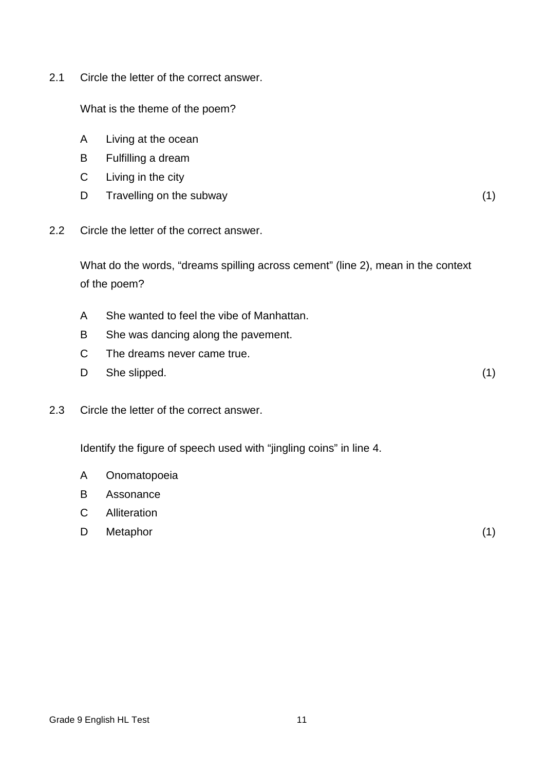2.1 Circle the letter of the correct answer.

What is the theme of the poem?

A Living at the ocean
B Fulfilling a dream
C Living in the city
D Travelling on the subway (1)

2.2 Circle the letter of the correct answer.

What do the words, “dreams spilling across cement” (line 2), mean in the context of the poem?

A She wanted to feel the vibe of Manhattan.
B She was dancing along the pavement.
C The dreams never came true.
D She slipped. (1)

2.3 Circle the letter of the correct answer.

Identify the figure of speech used with “jingling coins” in line 4.

A Onomatopoeia
B Assonance
C Alliteration
D Metaphor (1)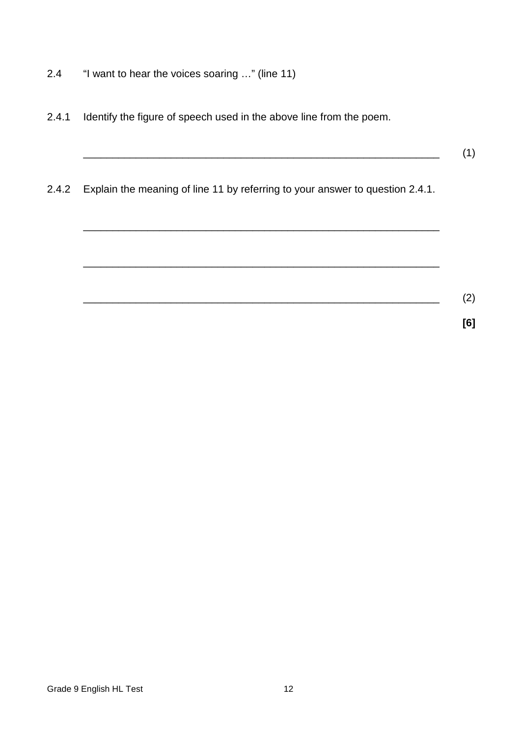2.4 "I want to hear the voices soaring …" (line 11)

2.4.1 Identify the figure of speech used in the above line from the poem.

_______________________________________________________________ (1)

2.4.2 Explain the meaning of line 11 by referring to your answer to question 2.4.1.

_______________________________________________________________

_______________________________________________________________

_______________________________________________________________ (2)

**[6]**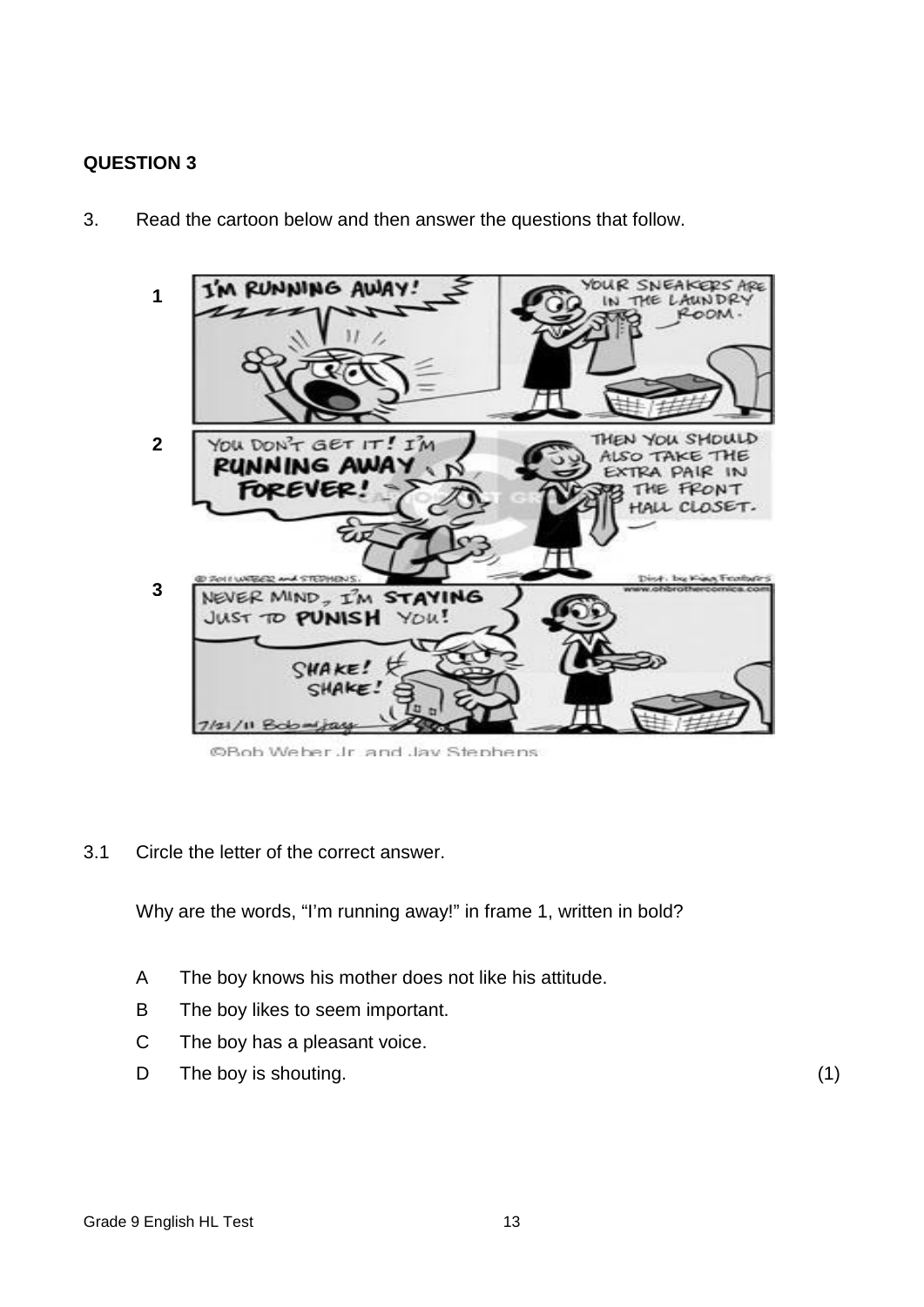## QUESTION 3

3. Read the cartoon below and then answer the questions that follow.

3.1 Circle the letter of the correct answer.

Why are the words, "I'm running away!" in frame 1, written in bold?

A The boy knows his mother does not like his attitude.

B The boy likes to seem important.

C The boy has a pleasant voice.

D The boy is shouting. (1)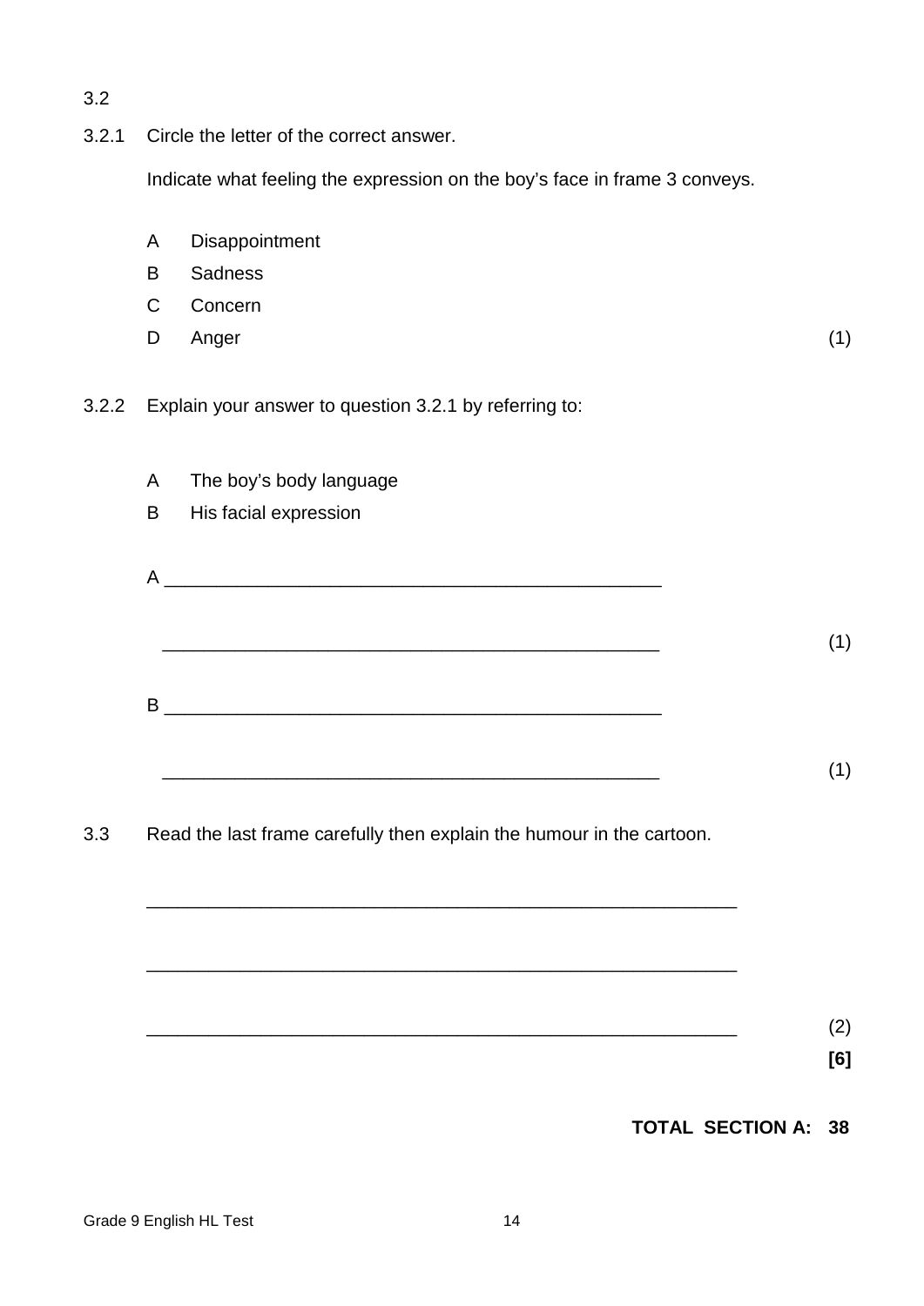3.2

3.2.1 Circle the letter of the correct answer.

Indicate what feeling the expression on the boy's face in frame 3 conveys.

A Disappointment

B Sadness

C Concern

D Anger (1)

3.2.2 Explain your answer to question 3.2.1 by referring to:

A The boy's body language

B His facial expression

A ________________________________________________

________________________________________________ (1)

B ________________________________________________

________________________________________________ (1)

3.3 Read the last frame carefully then explain the humour in the cartoon.

________________________________________________

________________________________________________

________________________________________________ (2)

**[6]**

**TOTAL SECTION A: 38**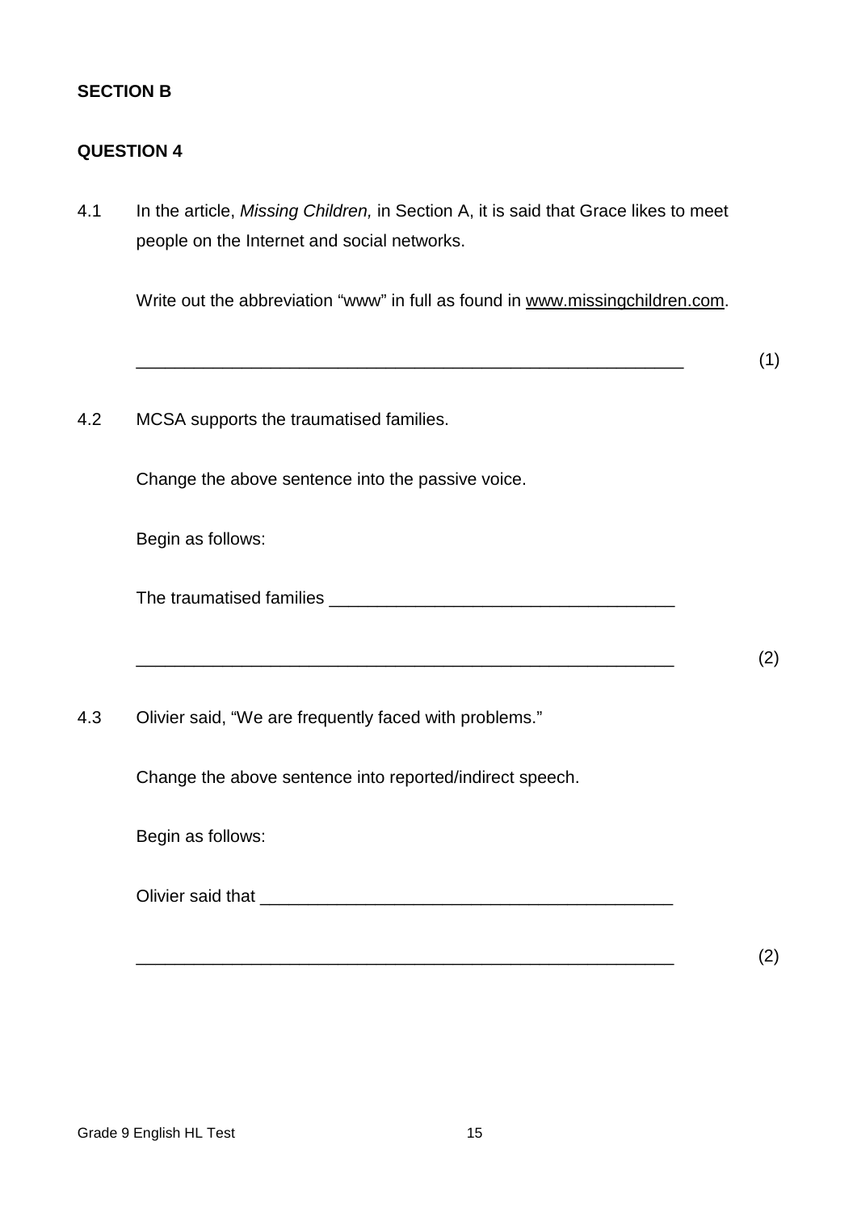**SECTION B**

**QUESTION 4**

4.1 In the article, *Missing Children,* in Section A, it is said that Grace likes to meet people on the Internet and social networks.

Write out the abbreviation "www" in full as found in www.missingchildren.com.

___________________________________________________________ (1)

4.2 MCSA supports the traumatised families.

Change the above sentence into the passive voice.

Begin as follows:

The traumatised families ____________________________________

___________________________________________________________ (2)

4.3 Olivier said, "We are frequently faced with problems."

Change the above sentence into reported/indirect speech.

Begin as follows:

Olivier said that ____________________________________________

___________________________________________________________ (2)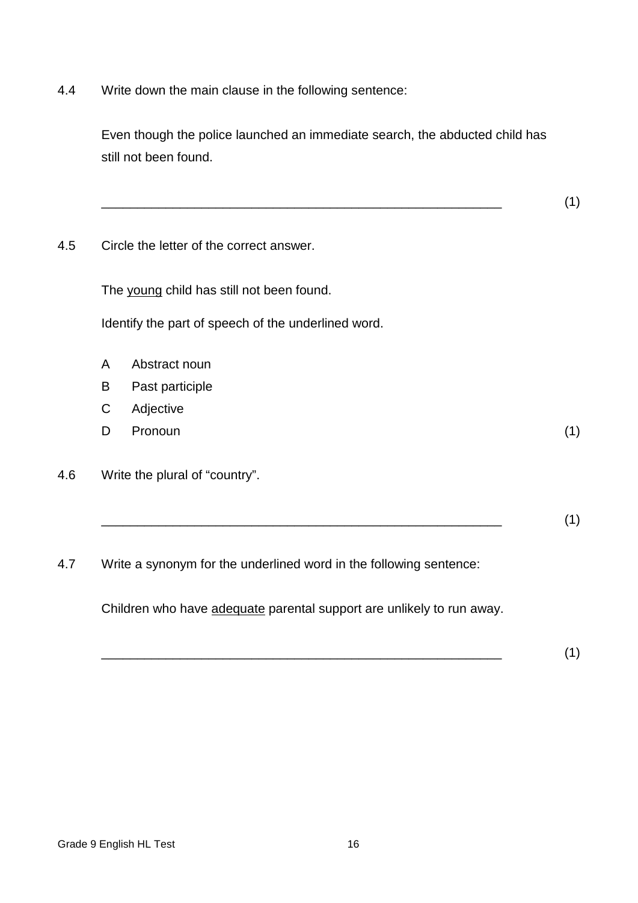4.4 Write down the main clause in the following sentence:

Even though the police launched an immediate search, the abducted child has still not been found.

_________________________________________________________ (1)

4.5 Circle the letter of the correct answer.

The <u>young</u> child has still not been found.

Identify the part of speech of the underlined word.

- A Abstract noun
- B Past participle
- C Adjective
- D Pronoun

(1)

4.6 Write the plural of "country".

_________________________________________________________ (1)

4.7 Write a synonym for the underlined word in the following sentence:

Children who have <u>adequate</u> parental support are unlikely to run away.

_________________________________________________________ (1)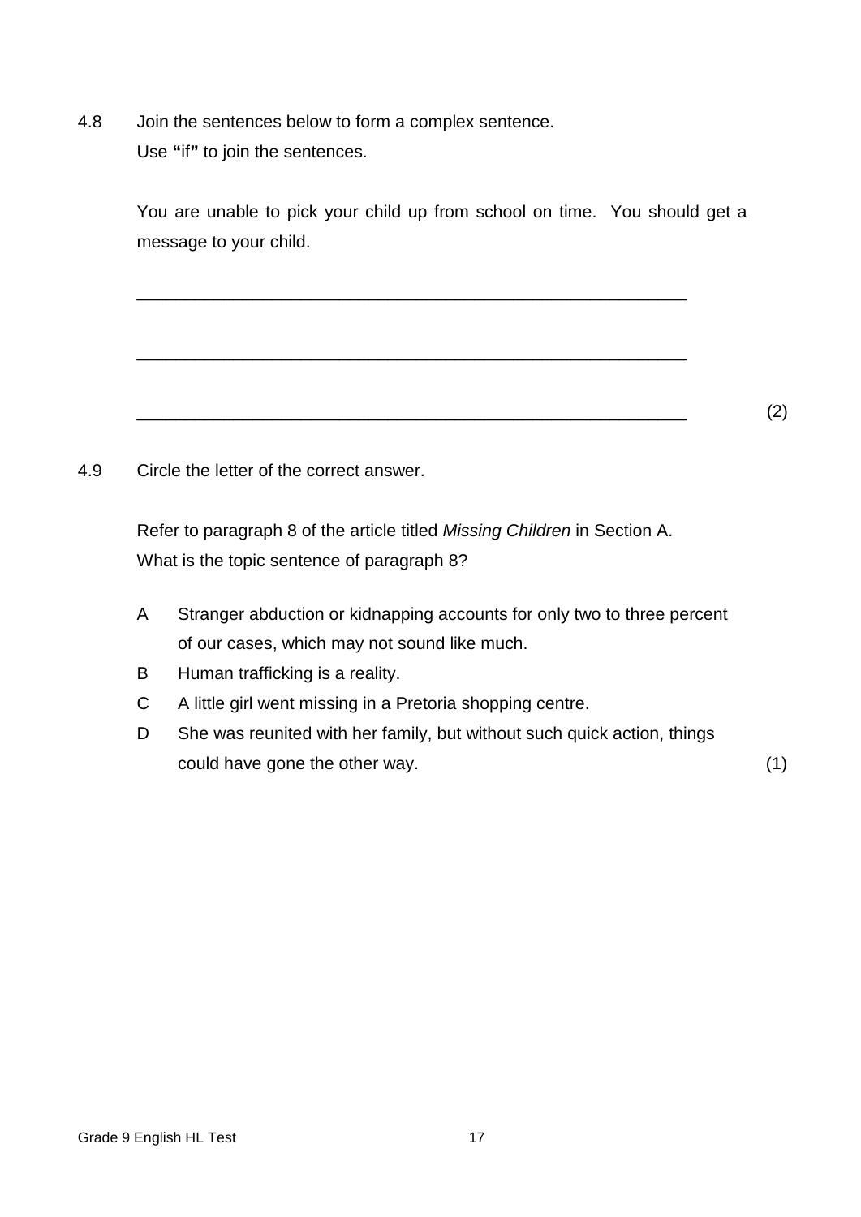4.8 Join the sentences below to form a complex sentence.
Use **"**if**"** to join the sentences.

You are unable to pick your child up from school on time. You should get a message to your child.

_______________________________________________________________

_______________________________________________________________

_______________________________________________________________ (2)

4.9 Circle the letter of the correct answer.

Refer to paragraph 8 of the article titled *Missing Children* in Section A.
What is the topic sentence of paragraph 8?

- A Stranger abduction or kidnapping accounts for only two to three percent of our cases, which may not sound like much.
- B Human trafficking is a reality.
- C A little girl went missing in a Pretoria shopping centre.
- D She was reunited with her family, but without such quick action, things could have gone the other way. (1)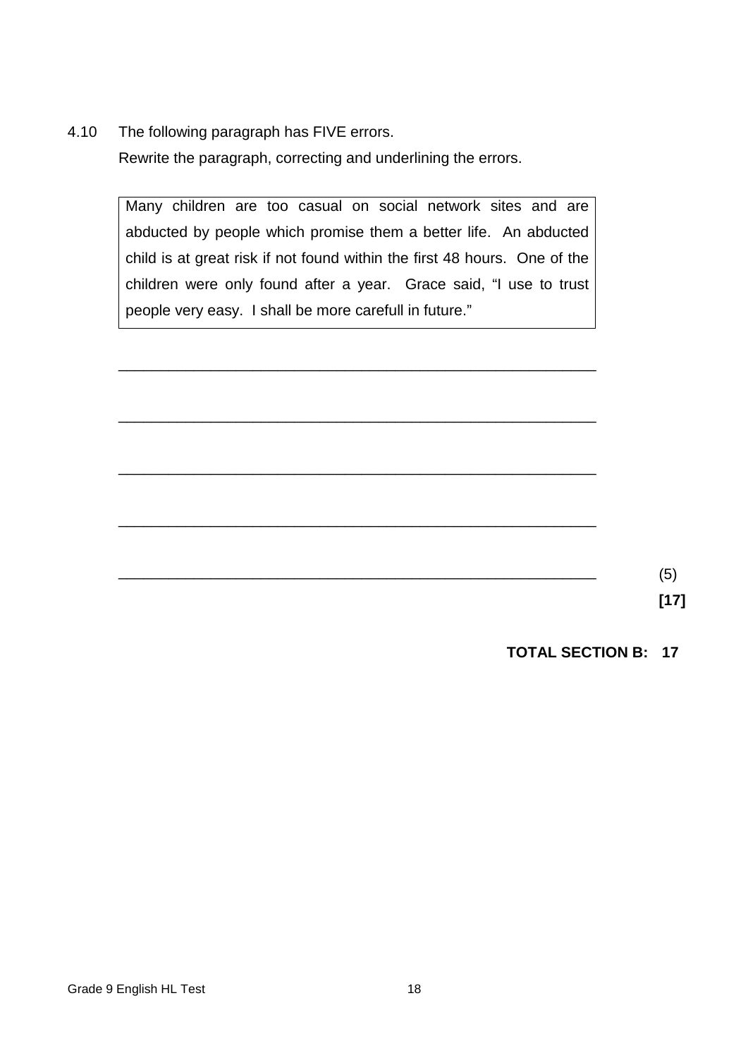4.10 The following paragraph has FIVE errors.

Rewrite the paragraph, correcting and underlining the errors.

> Many children are too casual on social network sites and are abducted by people which promise them a better life. An abducted child is at great risk if not found within the first 48 hours. One of the children were only found after a year. Grace said, "I use to trust people very easy. I shall be more carefull in future."

______________________________________________________________

______________________________________________________________

______________________________________________________________

______________________________________________________________

______________________________________________________________ (5)

**[17]**

**TOTAL SECTION B: 17**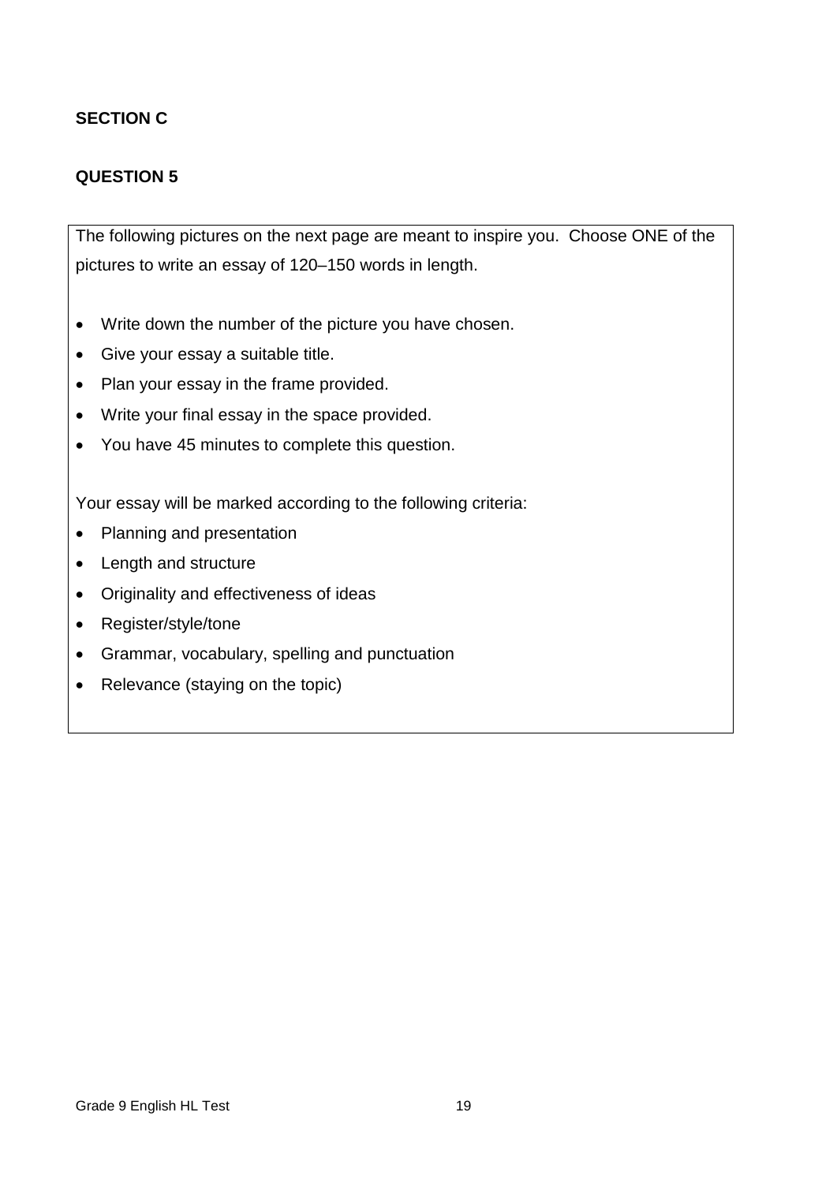**SECTION C**

**QUESTION 5**

The following pictures on the next page are meant to inspire you. Choose ONE of the pictures to write an essay of 120–150 words in length.

- Write down the number of the picture you have chosen.
- Give your essay a suitable title.
- Plan your essay in the frame provided.
- Write your final essay in the space provided.
- You have 45 minutes to complete this question.

Your essay will be marked according to the following criteria:

- Planning and presentation
- Length and structure
- Originality and effectiveness of ideas
- Register/style/tone
- Grammar, vocabulary, spelling and punctuation
- Relevance (staying on the topic)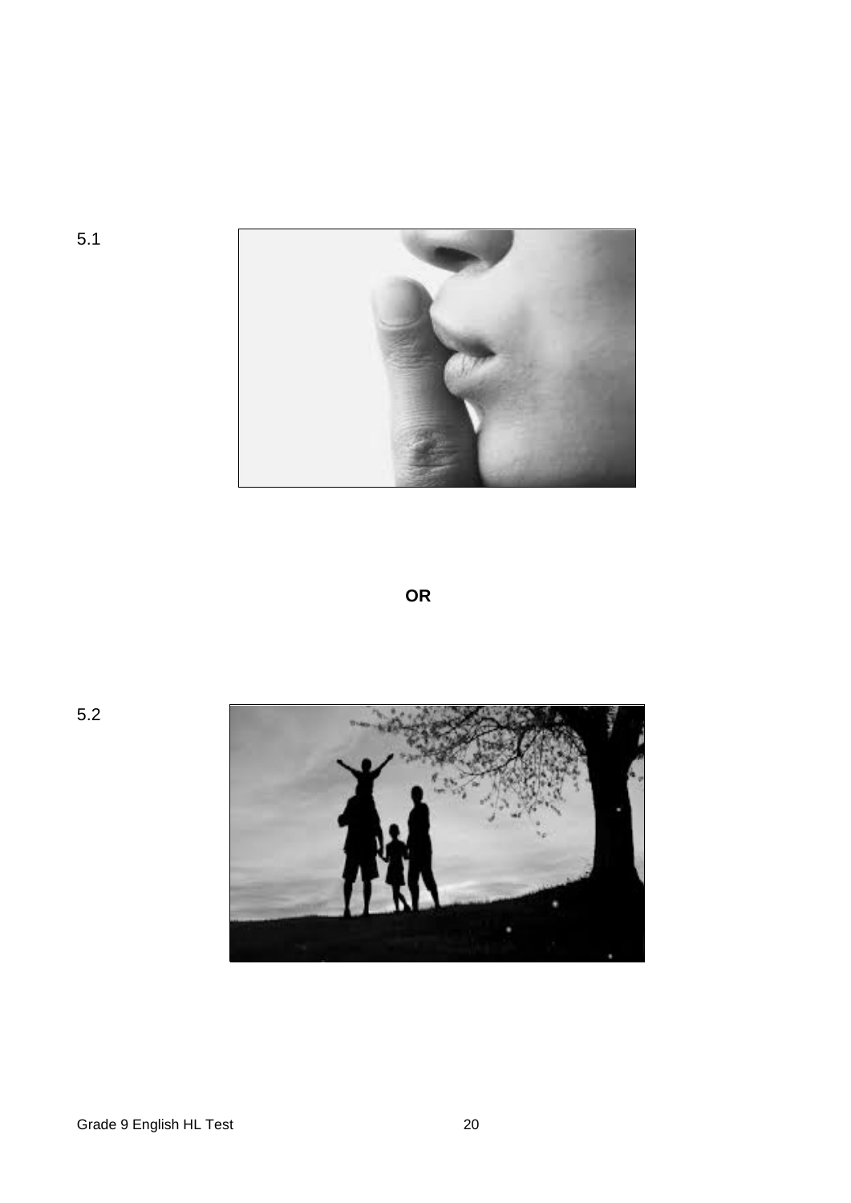5.1

**OR**

5.2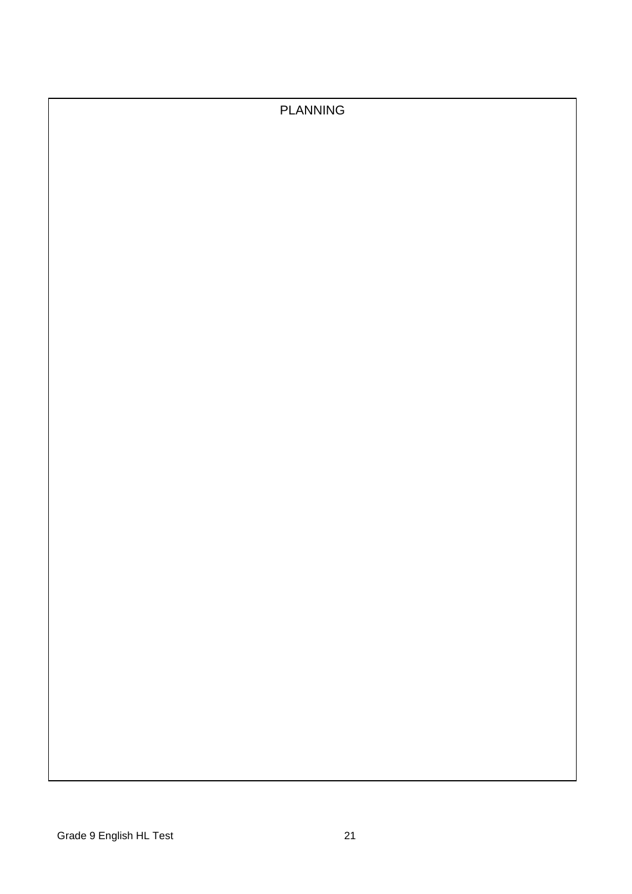PLANNING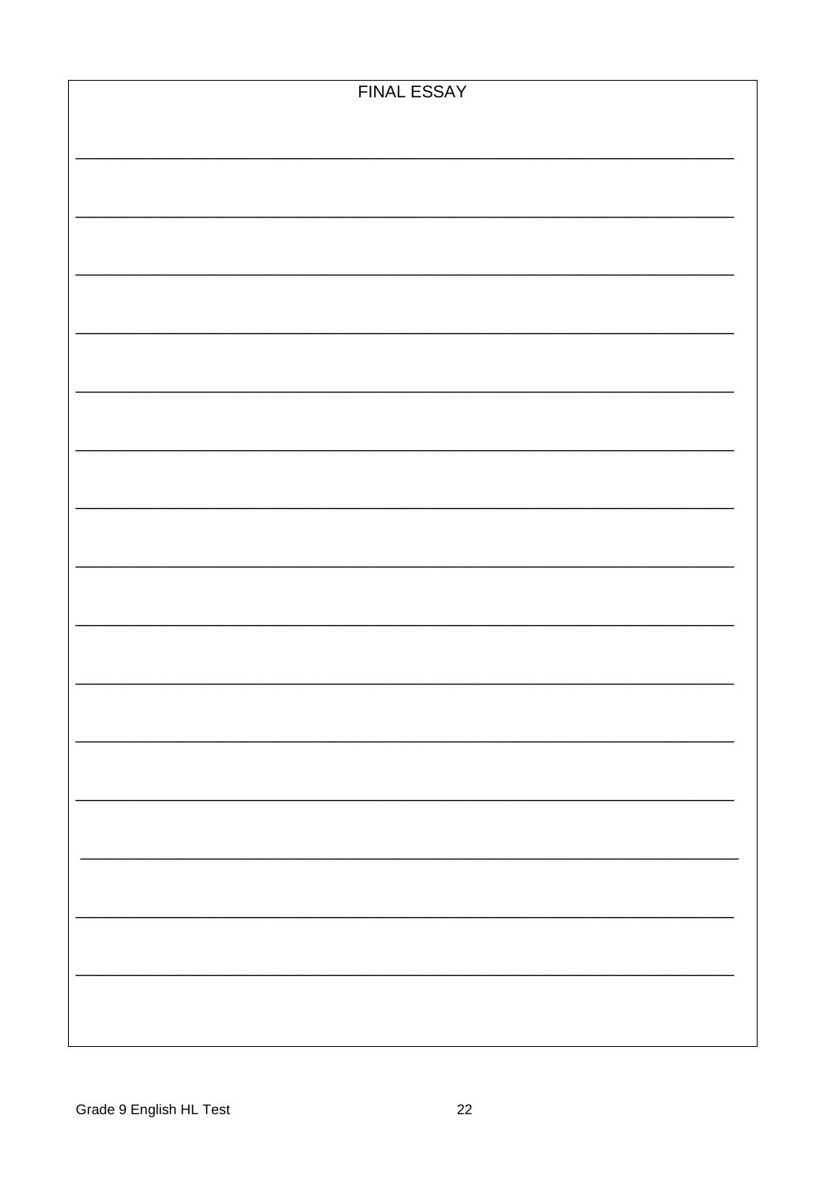FINAL ESSAY

___________________________________________________________________________

___________________________________________________________________________

___________________________________________________________________________

___________________________________________________________________________

___________________________________________________________________________

___________________________________________________________________________

___________________________________________________________________________

___________________________________________________________________________

___________________________________________________________________________

___________________________________________________________________________

___________________________________________________________________________

___________________________________________________________________________

___________________________________________________________________________

___________________________________________________________________________

___________________________________________________________________________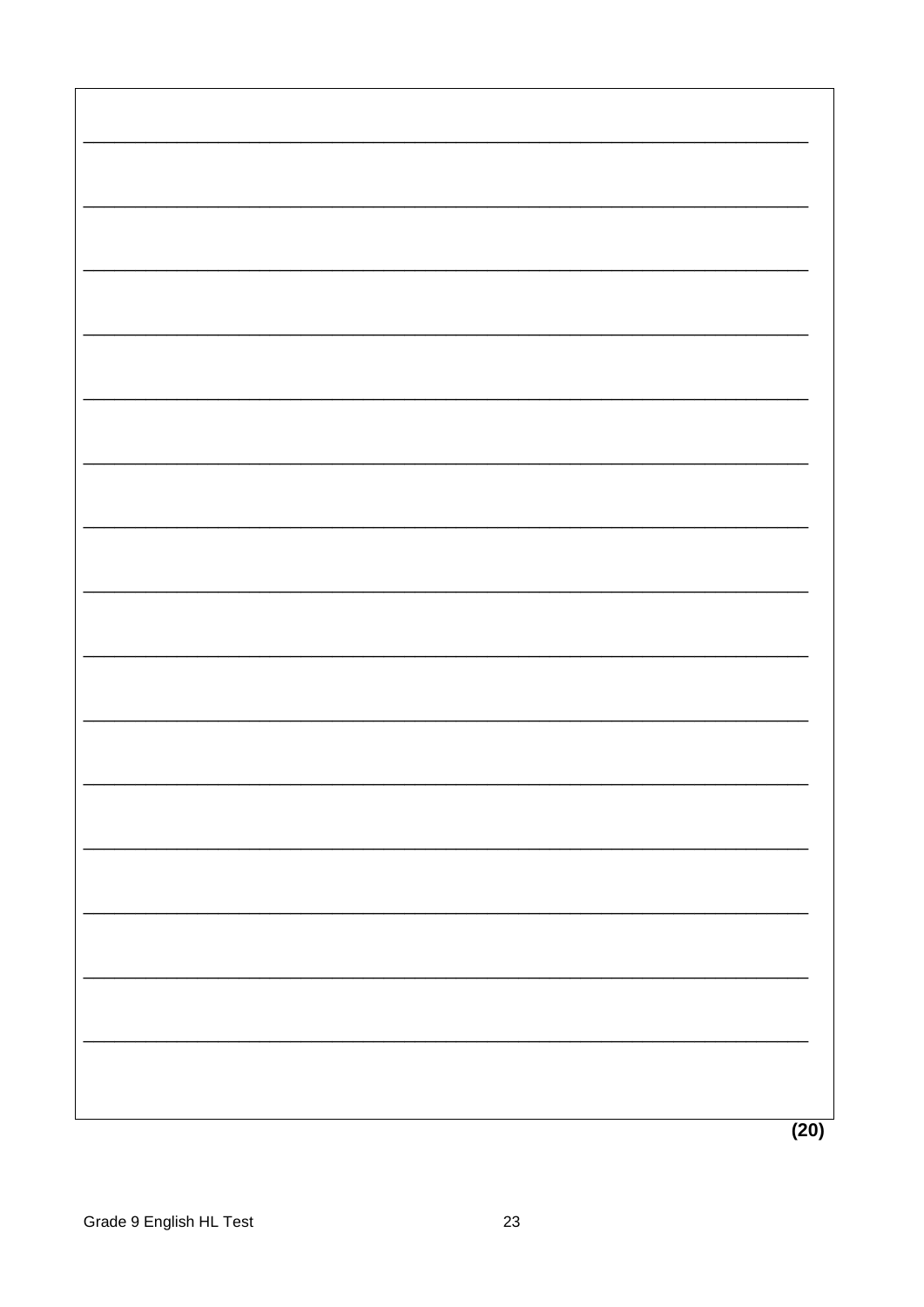(20)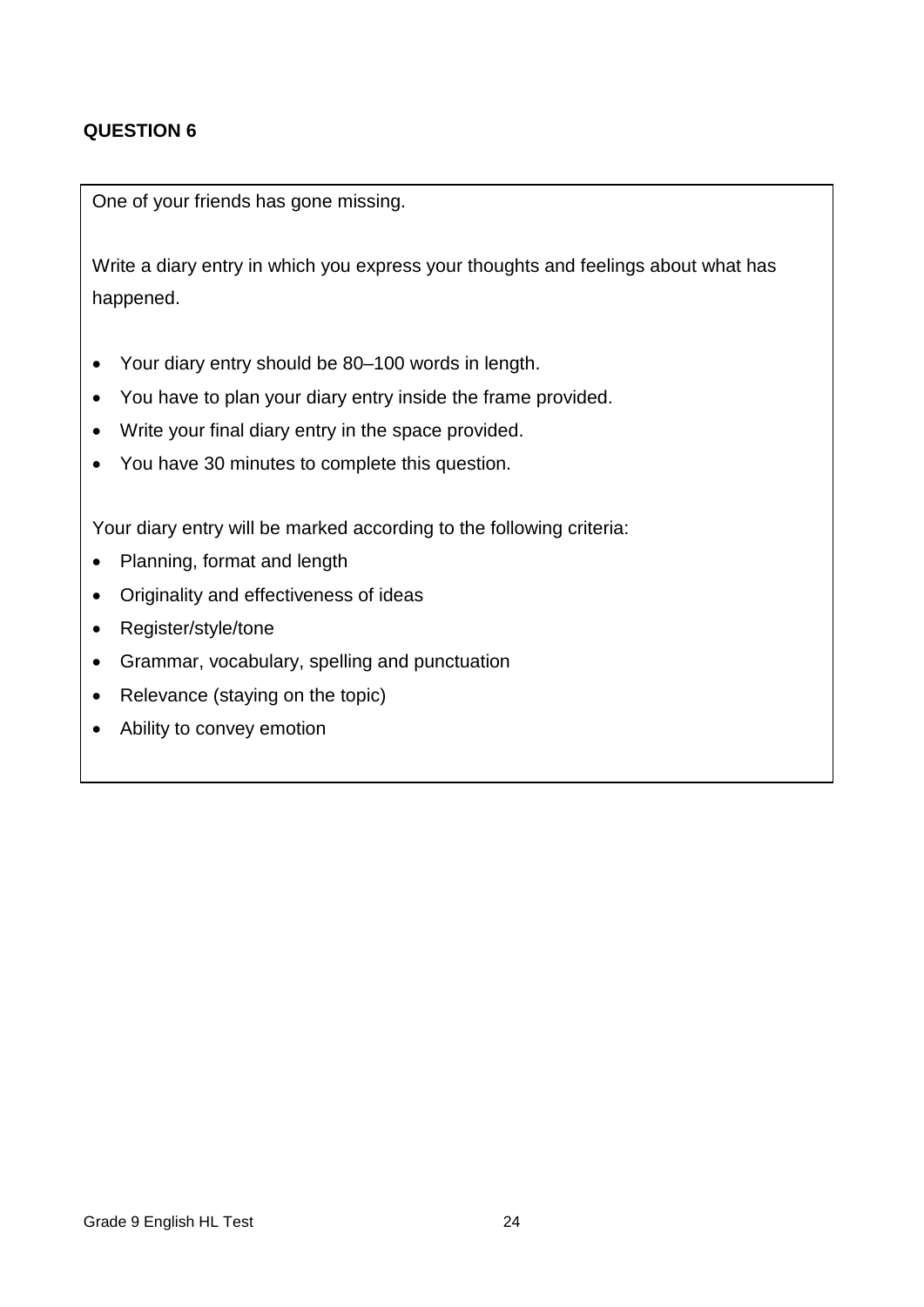**QUESTION 6**

One of your friends has gone missing.

Write a diary entry in which you express your thoughts and feelings about what has happened.

- Your diary entry should be 80–100 words in length.
- You have to plan your diary entry inside the frame provided.
- Write your final diary entry in the space provided.
- You have 30 minutes to complete this question.

Your diary entry will be marked according to the following criteria:

- Planning, format and length
- Originality and effectiveness of ideas
- Register/style/tone
- Grammar, vocabulary, spelling and punctuation
- Relevance (staying on the topic)
- Ability to convey emotion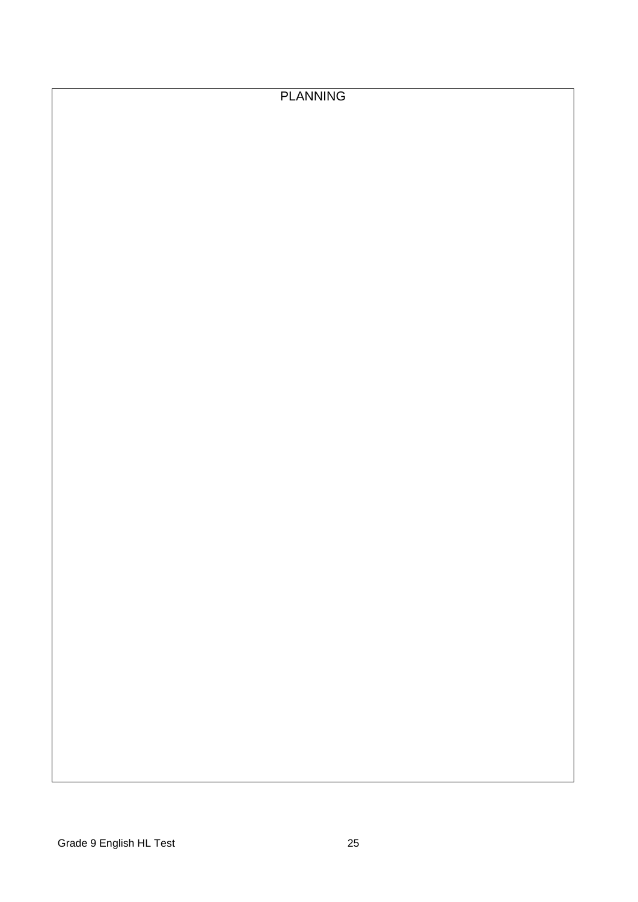PLANNING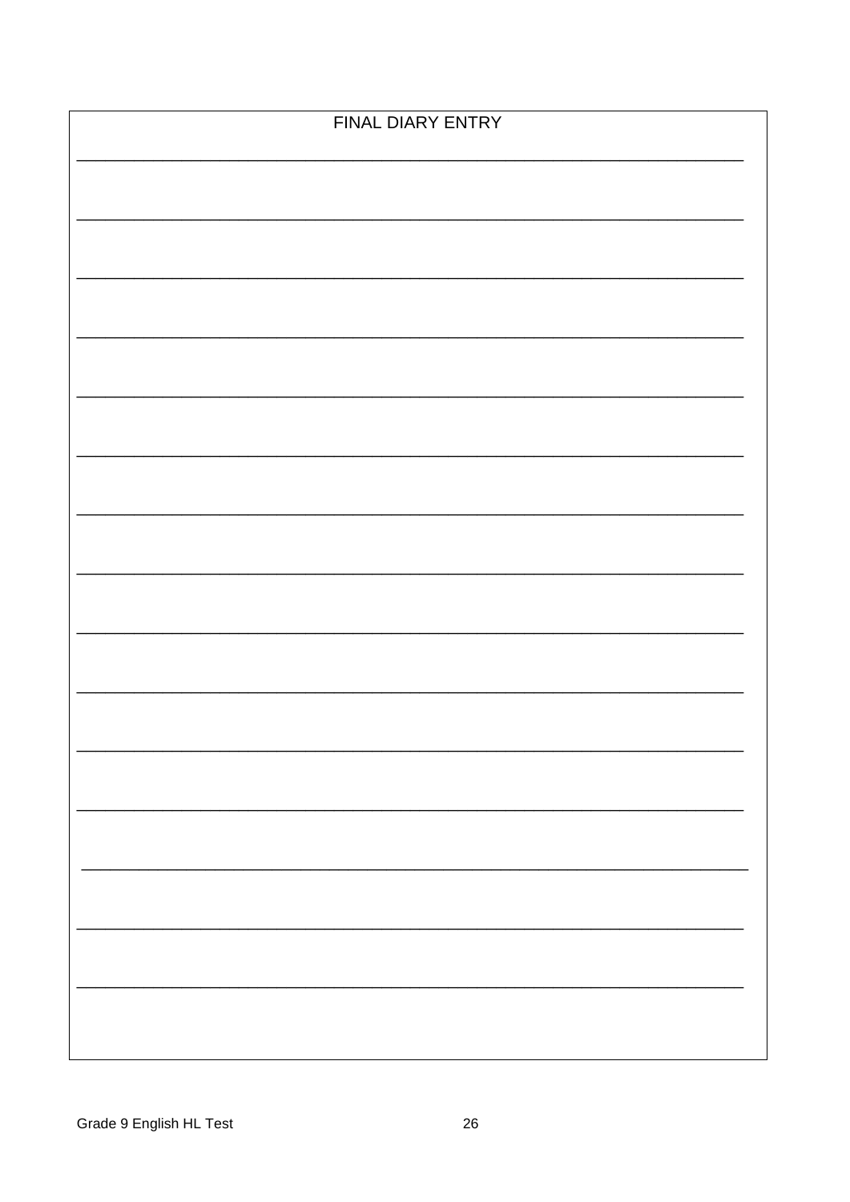FINAL DIARY ENTRY

___________________________________________________________________________

___________________________________________________________________________

___________________________________________________________________________

___________________________________________________________________________

___________________________________________________________________________

___________________________________________________________________________

___________________________________________________________________________

___________________________________________________________________________

___________________________________________________________________________

___________________________________________________________________________

___________________________________________________________________________

___________________________________________________________________________

___________________________________________________________________________

___________________________________________________________________________

___________________________________________________________________________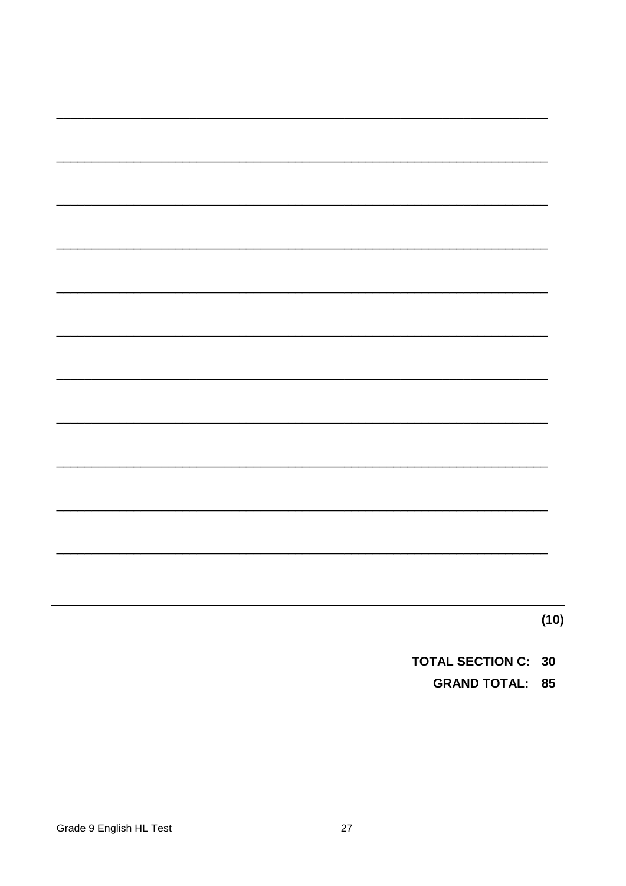(10)

**TOTAL SECTION C: 30**

**GRAND TOTAL: 85**